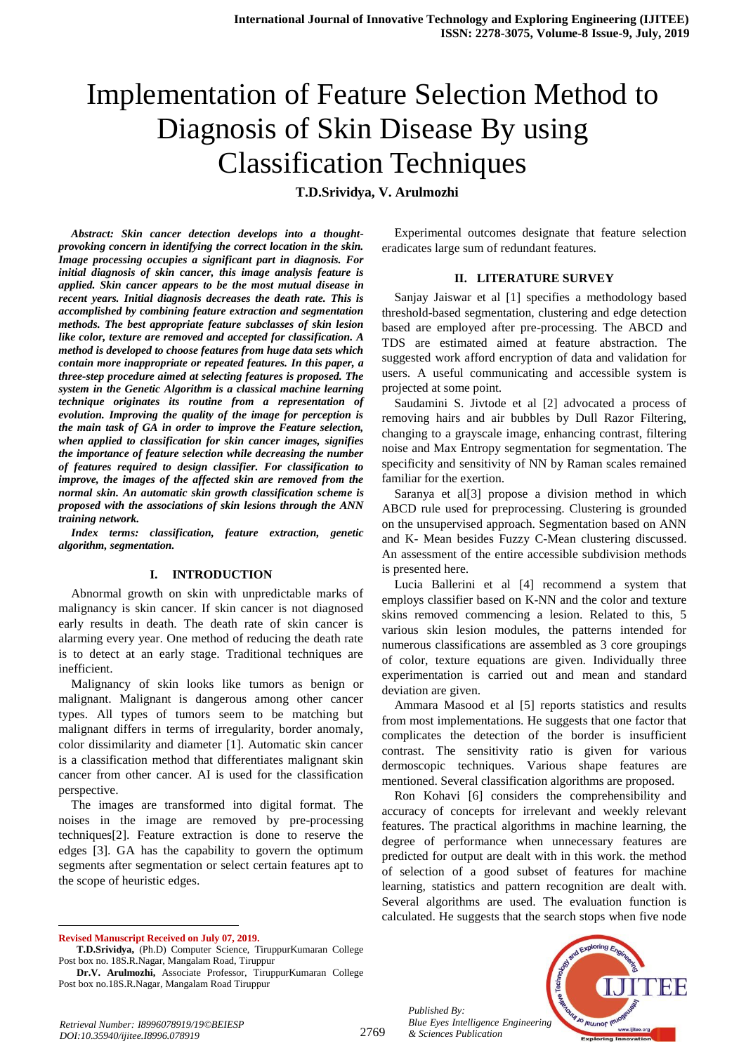# Implementation of Feature Selection Method to Diagnosis of Skin Disease By using Classification Techniques

**T.D.Srividya, V. Arulmozhi**

***Abstract:*** ***Skin cancer detection develops into a thought-provoking concern in identifying the correct location in the skin. Image processing occupies a significant part in diagnosis. For initial diagnosis of skin cancer, this image analysis feature is applied. Skin cancer appears to be the most mutual disease in recent years. Initial diagnosis decreases the death rate. This is accomplished by combining feature extraction and segmentation methods. The best appropriate feature subclasses of skin lesion like color, texture are removed and accepted for classification. A method is developed to choose features from huge data sets which contain more inappropriate or repeated features. In this paper, a three-step procedure aimed at selecting features is proposed. The system in the Genetic Algorithm is a classical machine learning technique originates its routine from a representation of evolution. Improving the quality of the image for perception is the main task of GA in order to improve the Feature selection, when applied to classification for skin cancer images, signifies the importance of feature selection while decreasing the number of features required to design classifier. For classification to improve, the images of the affected skin are removed from the normal skin. An automatic skin growth classification scheme is proposed with the associations of skin lesions through the ANN training network.***

***Index terms:*** ***classification, feature extraction, genetic algorithm, segmentation.***

## I. INTRODUCTION

Abnormal growth on skin with unpredictable marks of malignancy is skin cancer. If skin cancer is not diagnosed early results in death. The death rate of skin cancer is alarming every year. One method of reducing the death rate is to detect at an early stage. Traditional techniques are inefficient.

Malignancy of skin looks like tumors as benign or malignant. Malignant is dangerous among other cancer types. All types of tumors seem to be matching but malignant differs in terms of irregularity, border anomaly, color dissimilarity and diameter [1]. Automatic skin cancer is a classification method that differentiates malignant skin cancer from other cancer. AI is used for the classification perspective.

The images are transformed into digital format. The noises in the image are removed by pre-processing techniques[2]. Feature extraction is done to reserve the edges [3]. GA has the capability to govern the optimum segments after segmentation or select certain features apt to the scope of heuristic edges.

Experimental outcomes designate that feature selection eradicates large sum of redundant features.

## II. LITERATURE SURVEY

Sanjay Jaiswar et al [1] specifies a methodology based threshold-based segmentation, clustering and edge detection based are employed after pre-processing. The ABCD and TDS are estimated aimed at feature abstraction. The suggested work afford encryption of data and validation for users. A useful communicating and accessible system is projected at some point.

Saudamini S. Jivtode et al [2] advocated a process of removing hairs and air bubbles by Dull Razor Filtering, changing to a grayscale image, enhancing contrast, filtering noise and Max Entropy segmentation for segmentation. The specificity and sensitivity of NN by Raman scales remained familiar for the exertion.

Saranya et al[3] propose a division method in which ABCD rule used for preprocessing. Clustering is grounded on the unsupervised approach. Segmentation based on ANN and K- Mean besides Fuzzy C-Mean clustering discussed. An assessment of the entire accessible subdivision methods is presented here.

Lucia Ballerini et al [4] recommend a system that employs classifier based on K-NN and the color and texture skins removed commencing a lesion. Related to this, 5 various skin lesion modules, the patterns intended for numerous classifications are assembled as 3 core groupings of color, texture equations are given. Individually three experimentation is carried out and mean and standard deviation are given.

Ammara Masood et al [5] reports statistics and results from most implementations. He suggests that one factor that complicates the detection of the border is insufficient contrast. The sensitivity ratio is given for various dermoscopic techniques. Various shape features are mentioned. Several classification algorithms are proposed.

Ron Kohavi [6] considers the comprehensibility and accuracy of concepts for irrelevant and weekly relevant features. The practical algorithms in machine learning, the degree of performance when unnecessary features are predicted for output are dealt with in this work. the method of selection of a good subset of features for machine learning, statistics and pattern recognition are dealt with. Several algorithms are used. The evaluation function is calculated. He suggests that the search stops when five node

---

**Revised Manuscript Received on July 07, 2019.**

**T.D.Srividya,** (Ph.D) Computer Science, TiruppurKumaran College Post box no. 18S.R.Nagar, Mangalam Road, Tiruppur

**Dr.V. Arulmozhi,** Associate Professor, TiruppurKumaran College Post box no.18S.R.Nagar, Mangalam Road Tiruppur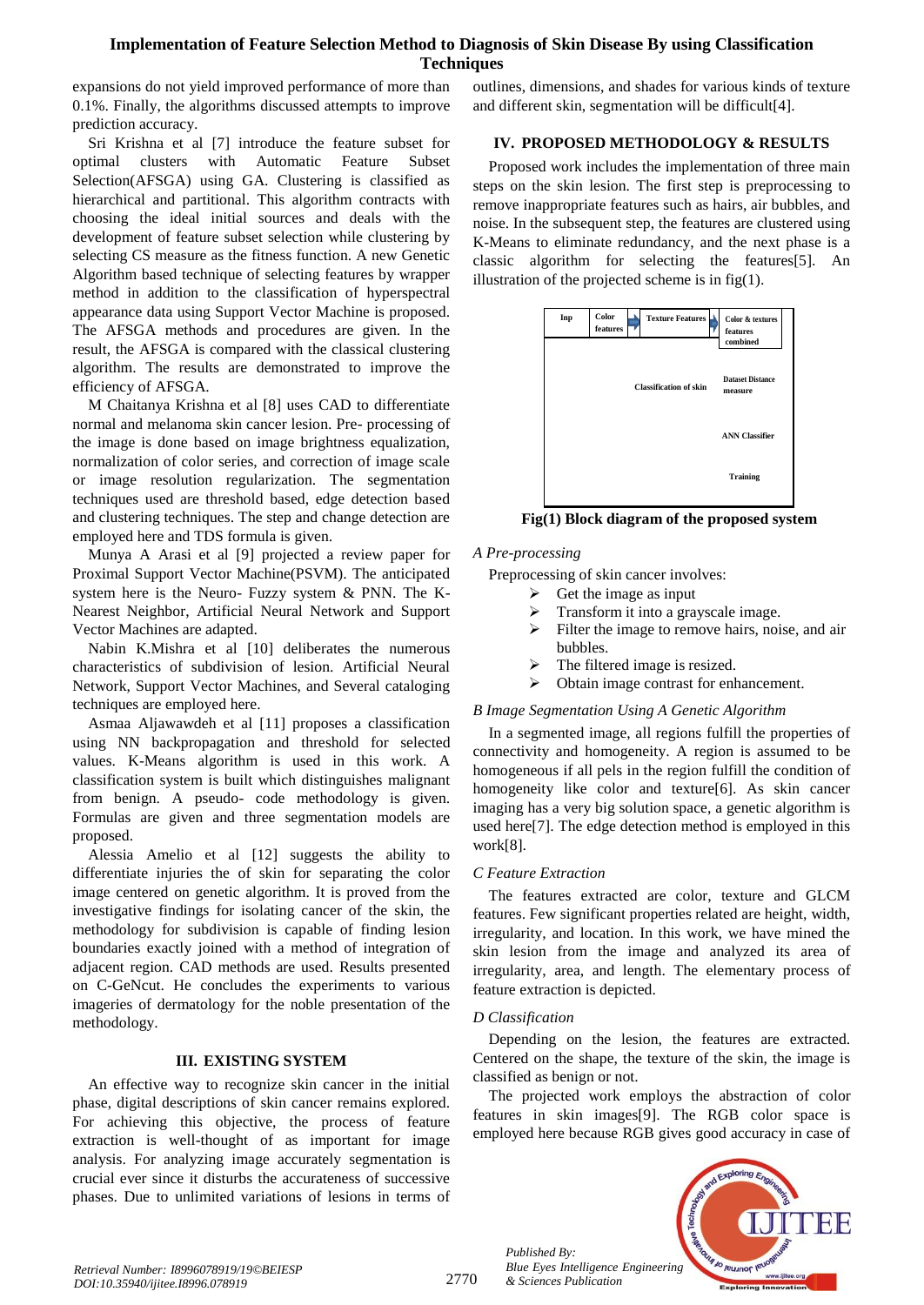expansions do not yield improved performance of more than 0.1%. Finally, the algorithms discussed attempts to improve prediction accuracy.

Sri Krishna et al [7] introduce the feature subset for optimal clusters with Automatic Feature Subset Selection(AFSGA) using GA. Clustering is classified as hierarchical and partitional. This algorithm contracts with choosing the ideal initial sources and deals with the development of feature subset selection while clustering by selecting CS measure as the fitness function. A new Genetic Algorithm based technique of selecting features by wrapper method in addition to the classification of hyperspectral appearance data using Support Vector Machine is proposed. The AFSGA methods and procedures are given. In the result, the AFSGA is compared with the classical clustering algorithm. The results are demonstrated to improve the efficiency of AFSGA.

M Chaitanya Krishna et al [8] uses CAD to differentiate normal and melanoma skin cancer lesion. Pre- processing of the image is done based on image brightness equalization, normalization of color series, and correction of image scale or image resolution regularization. The segmentation techniques used are threshold based, edge detection based and clustering techniques. The step and change detection are employed here and TDS formula is given.

Munya A Arasi et al [9] projected a review paper for Proximal Support Vector Machine(PSVM). The anticipated system here is the Neuro- Fuzzy system & PNN. The K-Nearest Neighbor, Artificial Neural Network and Support Vector Machines are adapted.

Nabin K.Mishra et al [10] deliberates the numerous characteristics of subdivision of lesion. Artificial Neural Network, Support Vector Machines, and Several cataloging techniques are employed here.

Asmaa Aljawawdeh et al [11] proposes a classification using NN backpropagation and threshold for selected values. K-Means algorithm is used in this work. A classification system is built which distinguishes malignant from benign. A pseudo- code methodology is given. Formulas are given and three segmentation models are proposed.

Alessia Amelio et al [12] suggests the ability to differentiate injuries the of skin for separating the color image centered on genetic algorithm. It is proved from the investigative findings for isolating cancer of the skin, the methodology for subdivision is capable of finding lesion boundaries exactly joined with a method of integration of adjacent region. CAD methods are used. Results presented on C-GeNcut. He concludes the experiments to various imageries of dermatology for the noble presentation of the methodology.

## III. EXISTING SYSTEM

An effective way to recognize skin cancer in the initial phase, digital descriptions of skin cancer remains explored. For achieving this objective, the process of feature extraction is well-thought of as important for image analysis. For analyzing image accurately segmentation is crucial ever since it disturbs the accurateness of successive phases. Due to unlimited variations of lesions in terms of outlines, dimensions, and shades for various kinds of texture and different skin, segmentation will be difficult[4].

## IV. PROPOSED METHODOLOGY & RESULTS

Proposed work includes the implementation of three main steps on the skin lesion. The first step is preprocessing to remove inappropriate features such as hairs, air bubbles, and noise. In the subsequent step, the features are clustered using K-Means to eliminate redundancy, and the next phase is a classic algorithm for selecting the features[5]. An illustration of the projected scheme is in fig(1).

Inp → Color features → Texture Features → Color & textures features combined → Dataset Distance measure → ANN Classifier → Training → Classification of skin

**Fig(1) Block diagram of the proposed system**

### *A Pre-processing*

Preprocessing of skin cancer involves:

- Get the image as input
- Transform it into a grayscale image.
- Filter the image to remove hairs, noise, and air bubbles.
- The filtered image is resized.
- Obtain image contrast for enhancement.

### *B Image Segmentation Using A Genetic Algorithm*

In a segmented image, all regions fulfill the properties of connectivity and homogeneity. A region is assumed to be homogeneous if all pels in the region fulfill the condition of homogeneity like color and texture[6]. As skin cancer imaging has a very big solution space, a genetic algorithm is used here[7]. The edge detection method is employed in this work[8].

### *C Feature Extraction*

The features extracted are color, texture and GLCM features. Few significant properties related are height, width, irregularity, and location. In this work, we have mined the skin lesion from the image and analyzed its area of irregularity, area, and length. The elementary process of feature extraction is depicted.

### *D Classification*

Depending on the lesion, the features are extracted. Centered on the shape, the texture of the skin, the image is classified as benign or not.

The projected work employs the abstraction of color features in skin images[9]. The RGB color space is employed here because RGB gives good accuracy in case of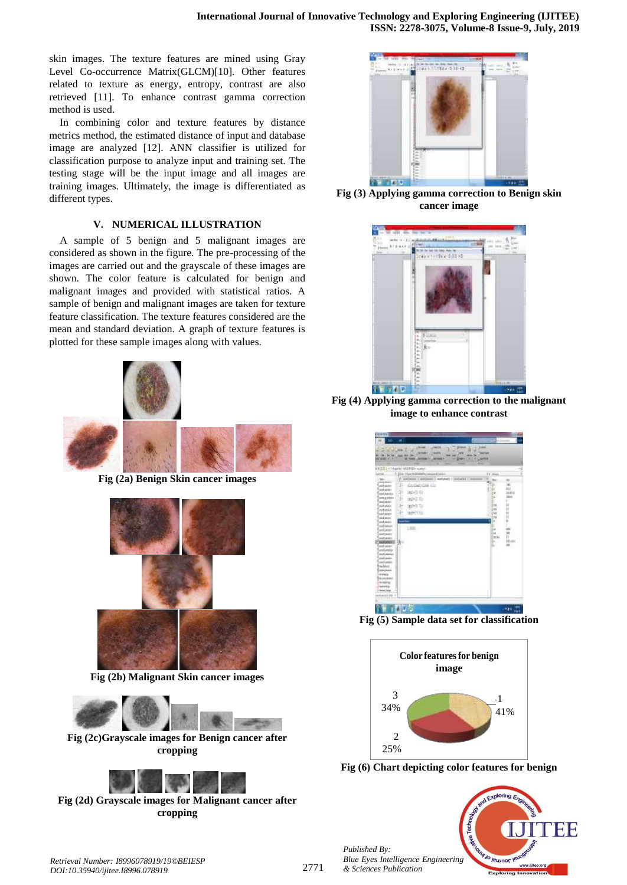skin images. The texture features are mined using Gray Level Co-occurrence Matrix(GLCM)[10]. Other features related to texture as energy, entropy, contrast are also retrieved [11]. To enhance contrast gamma correction method is used.

In combining color and texture features by distance metrics method, the estimated distance of input and database image are analyzed [12]. ANN classifier is utilized for classification purpose to analyze input and training set. The testing stage will be the input image and all images are training images. Ultimately, the image is differentiated as different types.

## V. NUMERICAL ILLUSTRATION

A sample of 5 benign and 5 malignant images are considered as shown in the figure. The pre-processing of the images are carried out and the grayscale of these images are shown. The color feature is calculated for benign and malignant images and provided with statistical ratios. A sample of benign and malignant images are taken for texture feature classification. The texture features considered are the mean and standard deviation. A graph of texture features is plotted for these sample images along with values.

**Fig (2a) Benign Skin cancer images**

**Fig (2b) Malignant Skin cancer images**

**Fig (2c)Grayscale images for Benign cancer after cropping**

**Fig (2d) Grayscale images for Malignant cancer after cropping**

**Fig (3) Applying gamma correction to Benign skin cancer image**

**Fig (4) Applying gamma correction to the malignant image to enhance contrast**

**Fig (5) Sample data set for classification**

Color features for benign image

1: 41%
2: 25%
3: 34%

**Fig (6) Chart depicting color features for benign**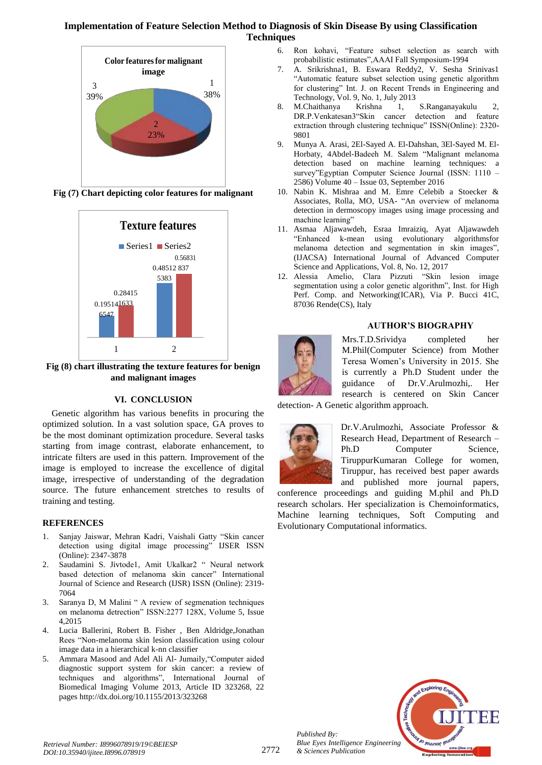# Implementation of Feature Selection Method to Diagnosis of Skin Disease By using Classification Techniques

Color features for malignant image

3
39%

1
38%

2
23%

**Fig (7) Chart depicting color features for malignant**

Texture features

Series1 Series2

0.56831

0.48512 837

5383

0.28415

0.195141633

6547

1

2

**Fig (8) chart illustrating the texture features for benign and malignant images**

## VI. CONCLUSION

Genetic algorithm has various benefits in procuring the optimized solution. In a vast solution space, GA proves to be the most dominant optimization procedure. Several tasks starting from image contrast, elaborate enhancement, to intricate filters are used in this pattern. Improvement of the image is employed to increase the excellence of digital image, irrespective of understanding of the degradation source. The future enhancement stretches to results of training and testing.

## REFERENCES

1. Sanjay Jaiswar, Mehran Kadri, Vaishali Gatty "Skin cancer detection using digital image processing" IJSER ISSN (Online): 2347-3878
2. Saudamini S. Jivtode1, Amit Ukalkar2 " Neural network based detection of melanoma skin cancer" International Journal of Science and Research (IJSR) ISSN (Online): 2319-7064
3. Saranya D, M Malini " A review of segmenation techniques on melanoma detrection" ISSN:2277 128X, Volume 5, Issue 4,2015
4. Lucia Ballerini, Robert B. Fisher , Ben Aldridge,Jonathan Rees "Non-melanoma skin lesion classification using colour image data in a hierarchical k-nn classifier
5. Ammara Masood and Adel Ali Al- Jumaily,"Computer aided diagnostic support system for skin cancer: a review of techniques and algorithms", International Journal of Biomedical Imaging Volume 2013, Article ID 323268, 22 pages http://dx.doi.org/10.1155/2013/323268
6. Ron kohavi, "Feature subset selection as search with probabilistic estimates",AAAI Fall Symposium-1994
7. A. Srikrishna1, B. Eswara Reddy2, V. Sesha Srinivas1 "Automatic feature subset selection using genetic algorithm for clustering" Int. J. on Recent Trends in Engineering and Technology, Vol. 9, No. 1, July 2013
8. M.Chaithanya Krishna 1, S.Ranganayakulu 2, DR.P.Venkatesan3"Skin cancer detection and feature extraction through clustering technique" ISSN(Online): 2320-9801
9. Munya A. Arasi, 2El-Sayed A. El-Dahshan, 3El-Sayed M. El-Horbaty, 4Abdel-Badeeh M. Salem "Malignant melanoma detection based on machine learning techniques: a survey"Egyptian Computer Science Journal (ISSN: 1110 – 2586) Volume 40 – Issue 03, September 2016
10. Nabin K. Mishraa and M. Emre Celebib a Stoecker & Associates, Rolla, MO, USA- "An overview of melanoma detection in dermoscopy images using image processing and machine learning"
11. Asmaa Aljawawdeh, Esraa Imraiziq, Ayat Aljawawdeh "Enhanced k-mean using evolutionary algorithmsfor melanoma detection and segmentation in skin images", (IJACSA) International Journal of Advanced Computer Science and Applications, Vol. 8, No. 12, 2017
12. Alessia Amelio, Clara Pizzuti "Skin lesion image segmentation using a color genetic algorithm", Inst. for High Perf. Comp. and Networking(ICAR), Via P. Bucci 41C, 87036 Rende(CS), Italy

## AUTHOR'S BIOGRAPHY

Mrs.T.D.Srividya completed her M.Phil(Computer Science) from Mother Teresa Women's University in 2015. She is currently a Ph.D Student under the guidance of Dr.V.Arulmozhi,. Her research is centered on Skin Cancer detection- A Genetic algorithm approach.

Dr.V.Arulmozhi, Associate Professor & Research Head, Department of Research – Ph.D Computer Science, TiruppurKumaran College for women, Tiruppur, has received best paper awards and published more journal papers, conference proceedings and guiding M.phil and Ph.D research scholars. Her specialization is Chemoinformatics, Machine learning techniques, Soft Computing and Evolutionary Computational informatics.